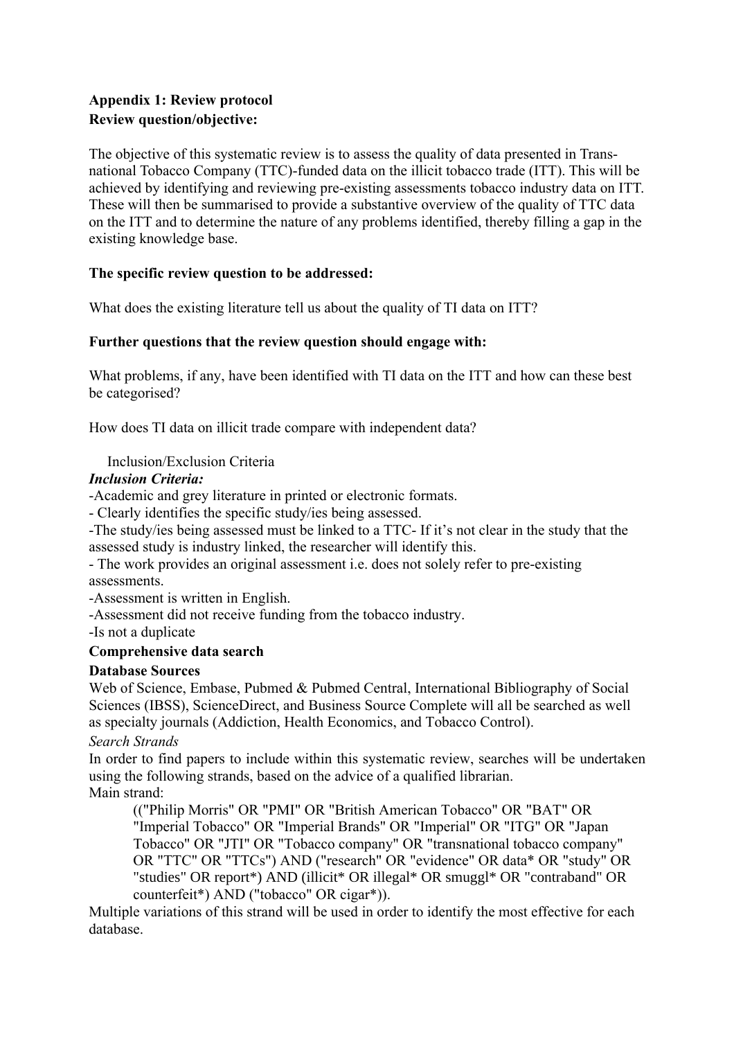**Appendix 1: Review protocol**

**Review question/objective:**

The objective of this systematic review is to assess the quality of data presented in Trans-national Tobacco Company (TTC)-funded data on the illicit tobacco trade (ITT). This will be achieved by identifying and reviewing pre-existing assessments tobacco industry data on ITT. These will then be summarised to provide a substantive overview of the quality of TTC data on the ITT and to determine the nature of any problems identified, thereby filling a gap in the existing knowledge base.

**The specific review question to be addressed:**

What does the existing literature tell us about the quality of TI data on ITT?

**Further questions that the review question should engage with:**

What problems, if any, have been identified with TI data on the ITT and how can these best be categorised?

How does TI data on illicit trade compare with independent data?

Inclusion/Exclusion Criteria

***Inclusion Criteria:***

-Academic and grey literature in printed or electronic formats.

- Clearly identifies the specific study/ies being assessed.

-The study/ies being assessed must be linked to a TTC- If it's not clear in the study that the assessed study is industry linked, the researcher will identify this.

- The work provides an original assessment i.e. does not solely refer to pre-existing assessments.

-Assessment is written in English.

-Assessment did not receive funding from the tobacco industry.

-Is not a duplicate

**Comprehensive data search**

**Database Sources**

Web of Science, Embase, Pubmed & Pubmed Central, International Bibliography of Social Sciences (IBSS), ScienceDirect, and Business Source Complete will all be searched as well as specialty journals (Addiction, Health Economics, and Tobacco Control).

*Search Strands*

In order to find papers to include within this systematic review, searches will be undertaken using the following strands, based on the advice of a qualified librarian.

Main strand:

(("Philip Morris" OR "PMI" OR "British American Tobacco" OR "BAT" OR "Imperial Tobacco" OR "Imperial Brands" OR "Imperial" OR "ITG" OR "Japan Tobacco" OR "JTI" OR "Tobacco company" OR "transnational tobacco company" OR "TTC" OR "TTCs") AND ("research" OR "evidence" OR data* OR "study" OR "studies" OR report*) AND (illicit* OR illegal* OR smuggl* OR "contraband" OR counterfeit*) AND ("tobacco" OR cigar*)).

Multiple variations of this strand will be used in order to identify the most effective for each database.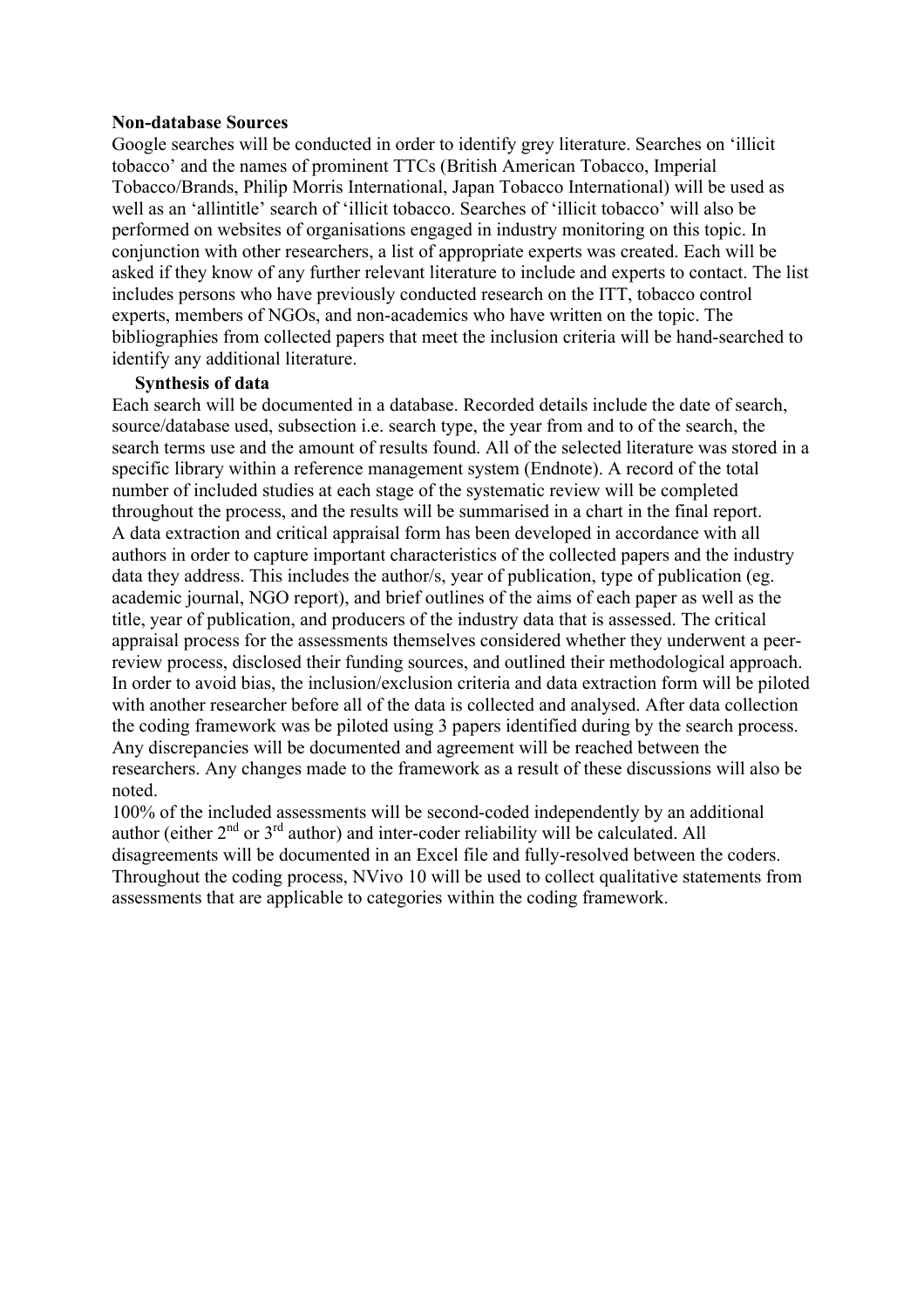**Non-database Sources**

Google searches will be conducted in order to identify grey literature. Searches on 'illicit tobacco' and the names of prominent TTCs (British American Tobacco, Imperial Tobacco/Brands, Philip Morris International, Japan Tobacco International) will be used as well as an 'allintitle' search of 'illicit tobacco. Searches of 'illicit tobacco' will also be performed on websites of organisations engaged in industry monitoring on this topic. In conjunction with other researchers, a list of appropriate experts was created. Each will be asked if they know of any further relevant literature to include and experts to contact. The list includes persons who have previously conducted research on the ITT, tobacco control experts, members of NGOs, and non-academics who have written on the topic. The bibliographies from collected papers that meet the inclusion criteria will be hand-searched to identify any additional literature.

**Synthesis of data**

Each search will be documented in a database. Recorded details include the date of search, source/database used, subsection i.e. search type, the year from and to of the search, the search terms use and the amount of results found. All of the selected literature was stored in a specific library within a reference management system (Endnote). A record of the total number of included studies at each stage of the systematic review will be completed throughout the process, and the results will be summarised in a chart in the final report.

A data extraction and critical appraisal form has been developed in accordance with all authors in order to capture important characteristics of the collected papers and the industry data they address. This includes the author/s, year of publication, type of publication (eg. academic journal, NGO report), and brief outlines of the aims of each paper as well as the title, year of publication, and producers of the industry data that is assessed. The critical appraisal process for the assessments themselves considered whether they underwent a peer-review process, disclosed their funding sources, and outlined their methodological approach. In order to avoid bias, the inclusion/exclusion criteria and data extraction form will be piloted with another researcher before all of the data is collected and analysed. After data collection the coding framework was be piloted using 3 papers identified during by the search process. Any discrepancies will be documented and agreement will be reached between the researchers. Any changes made to the framework as a result of these discussions will also be noted.

100% of the included assessments will be second-coded independently by an additional author (either 2nd or 3rd author) and inter-coder reliability will be calculated. All disagreements will be documented in an Excel file and fully-resolved between the coders. Throughout the coding process, NVivo 10 will be used to collect qualitative statements from assessments that are applicable to categories within the coding framework.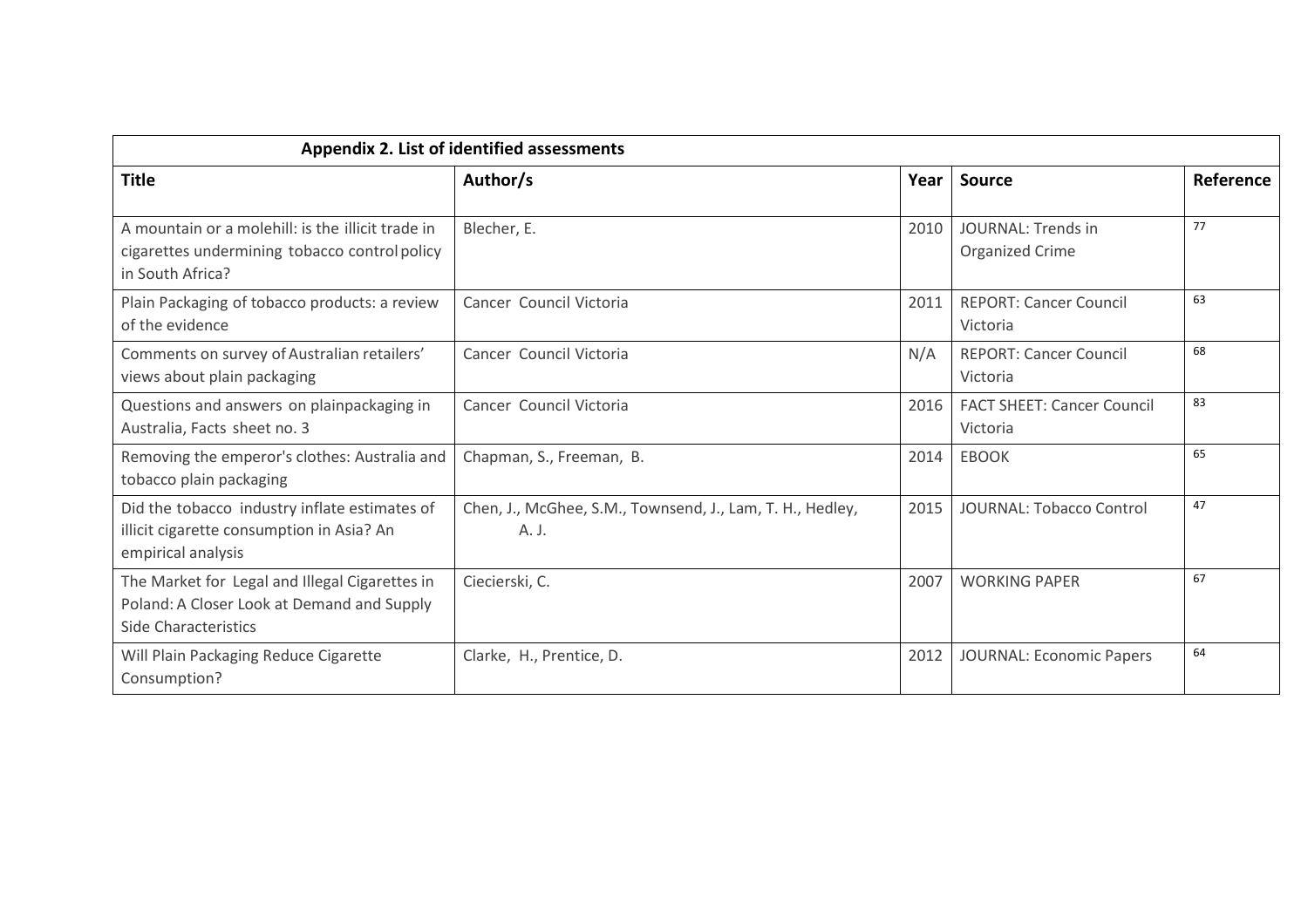| Appendix 2. List of identified assessments | | | | |
|---|---|---|---|---|
| **Title** | **Author/s** | **Year** | **Source** | **Reference** |
| A mountain or a molehill: is the illicit trade in cigarettes undermining tobacco control policy in South Africa? | Blecher, E. | 2010 | JOURNAL: Trends in Organized Crime | 77 |
| Plain Packaging of tobacco products: a review of the evidence | Cancer Council Victoria | 2011 | REPORT: Cancer Council Victoria | 63 |
| Comments on survey of Australian retailers' views about plain packaging | Cancer Council Victoria | N/A | REPORT: Cancer Council Victoria | 68 |
| Questions and answers on plainpackaging in Australia, Facts sheet no. 3 | Cancer Council Victoria | 2016 | FACT SHEET: Cancer Council Victoria | 83 |
| Removing the emperor's clothes: Australia and tobacco plain packaging | Chapman, S., Freeman, B. | 2014 | EBOOK | 65 |
| Did the tobacco industry inflate estimates of illicit cigarette consumption in Asia? An empirical analysis | Chen, J., McGhee, S.M., Townsend, J., Lam, T. H., Hedley, A. J. | 2015 | JOURNAL: Tobacco Control | 47 |
| The Market for Legal and Illegal Cigarettes in Poland: A Closer Look at Demand and Supply Side Characteristics | Ciecierski, C. | 2007 | WORKING PAPER | 67 |
| Will Plain Packaging Reduce Cigarette Consumption? | Clarke, H., Prentice, D. | 2012 | JOURNAL: Economic Papers | 64 |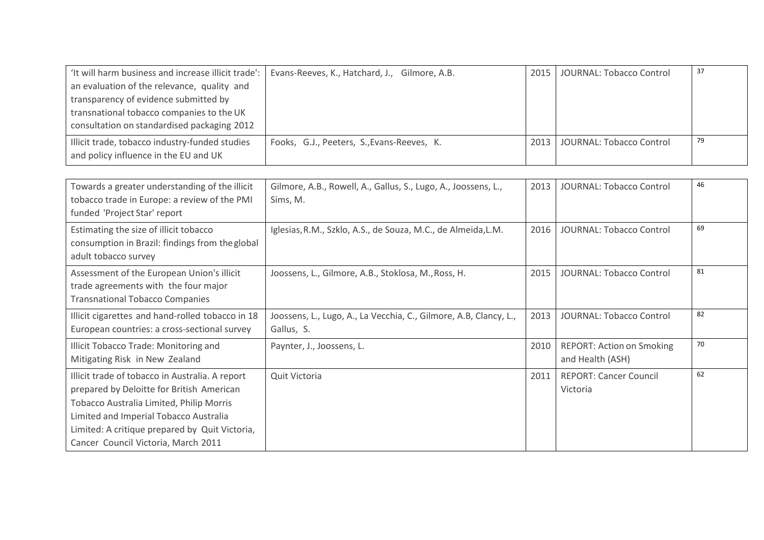| | | | | |
|---|---|---|---|---|
| 'It will harm business and increase illicit trade': an evaluation of the relevance, quality and transparency of evidence submitted by transnational tobacco companies to the UK consultation on standardised packaging 2012 | Evans-Reeves, K., Hatchard, J., Gilmore, A.B. | 2015 | JOURNAL: Tobacco Control | 37 |
| Illicit trade, tobacco industry-funded studies and policy influence in the EU and UK | Fooks, G.J., Peeters, S., Evans-Reeves, K. | 2013 | JOURNAL: Tobacco Control | 79 |
| Towards a greater understanding of the illicit tobacco trade in Europe: a review of the PMI funded 'Project Star' report | Gilmore, A.B., Rowell, A., Gallus, S., Lugo, A., Joossens, L., Sims, M. | 2013 | JOURNAL: Tobacco Control | 46 |
| Estimating the size of illicit tobacco consumption in Brazil: findings from the global adult tobacco survey | Iglesias, R.M., Szklo, A.S., de Souza, M.C., de Almeida, L.M. | 2016 | JOURNAL: Tobacco Control | 69 |
| Assessment of the European Union's illicit trade agreements with the four major Transnational Tobacco Companies | Joossens, L., Gilmore, A.B., Stoklosa, M., Ross, H. | 2015 | JOURNAL: Tobacco Control | 81 |
| Illicit cigarettes and hand-rolled tobacco in 18 European countries: a cross-sectional survey | Joossens, L., Lugo, A., La Vecchia, C., Gilmore, A.B, Clancy, L., Gallus, S. | 2013 | JOURNAL: Tobacco Control | 82 |
| Illicit Tobacco Trade: Monitoring and Mitigating Risk in New Zealand | Paynter, J., Joossens, L. | 2010 | REPORT: Action on Smoking and Health (ASH) | 70 |
| Illicit trade of tobacco in Australia. A report prepared by Deloitte for British American Tobacco Australia Limited, Philip Morris Limited and Imperial Tobacco Australia Limited: A critique prepared by Quit Victoria, Cancer Council Victoria, March 2011 | Quit Victoria | 2011 | REPORT: Cancer Council Victoria | 62 |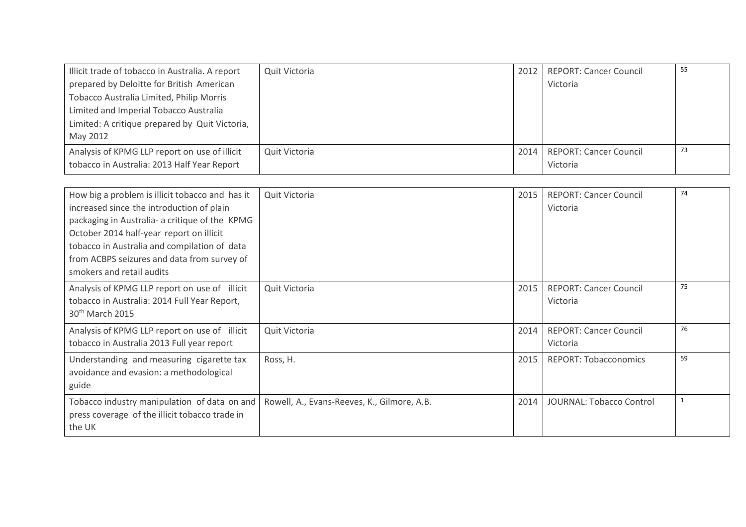| | | | | |
|---|---|---|---|---|
| Illicit trade of tobacco in Australia. A report prepared by Deloitte for British American Tobacco Australia Limited, Philip Morris Limited and Imperial Tobacco Australia Limited: A critique prepared by Quit Victoria, May 2012 | Quit Victoria | 2012 | REPORT: Cancer Council Victoria | 55 |
| Analysis of KPMG LLP report on use of illicit tobacco in Australia: 2013 Half Year Report | Quit Victoria | 2014 | REPORT: Cancer Council Victoria | 73 |
| How big a problem is illicit tobacco and has it increased since the introduction of plain packaging in Australia- a critique of the KPMG October 2014 half-year report on illicit tobacco in Australia and compilation of data from ACBPS seizures and data from survey of smokers and retail audits | Quit Victoria | 2015 | REPORT: Cancer Council Victoria | 74 |
| Analysis of KPMG LLP report on use of illicit tobacco in Australia: 2014 Full Year Report, 30th March 2015 | Quit Victoria | 2015 | REPORT: Cancer Council Victoria | 75 |
| Analysis of KPMG LLP report on use of illicit tobacco in Australia 2013 Full year report | Quit Victoria | 2014 | REPORT: Cancer Council Victoria | 76 |
| Understanding and measuring cigarette tax avoidance and evasion: a methodological guide | Ross, H. | 2015 | REPORT: Tobacconomics | 59 |
| Tobacco industry manipulation of data on and press coverage of the illicit tobacco trade in the UK | Rowell, A., Evans-Reeves, K., Gilmore, A.B. | 2014 | JOURNAL: Tobacco Control | 1 |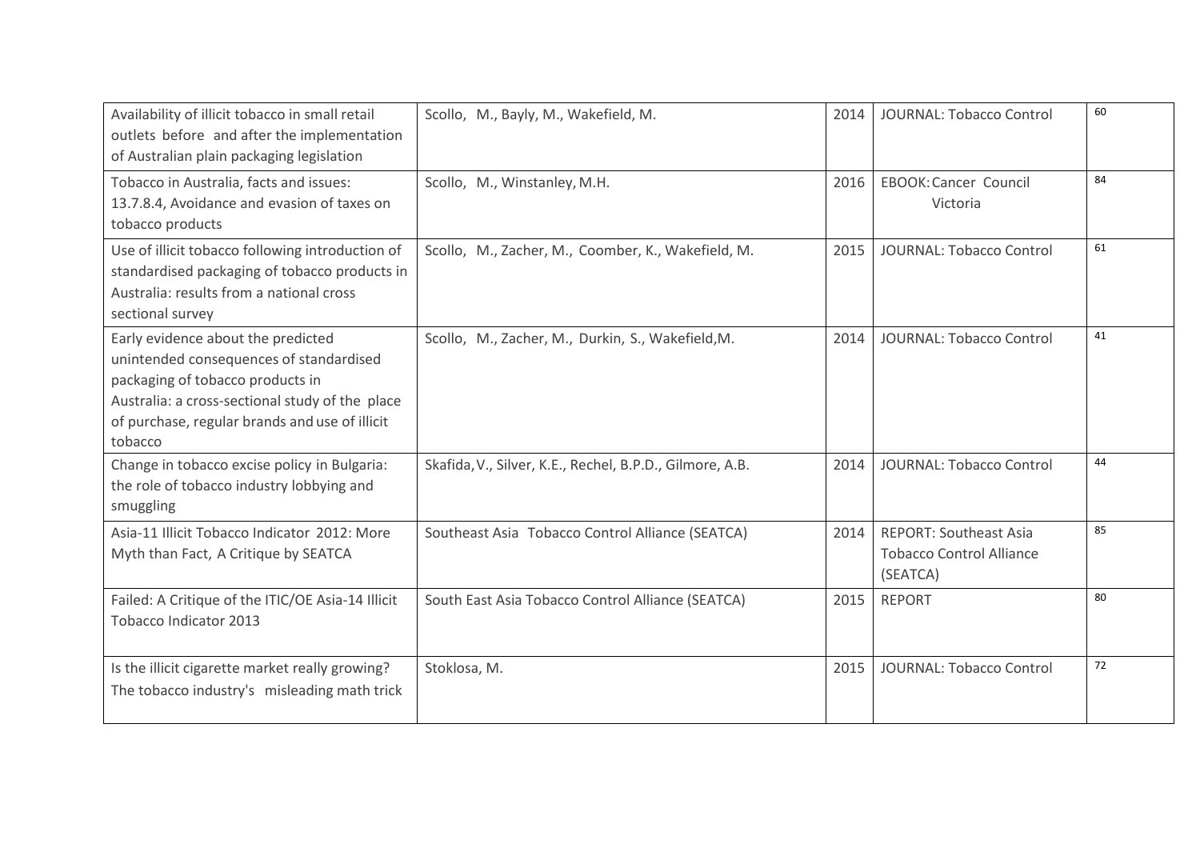| Availability of illicit tobacco in small retail outlets before and after the implementation of Australian plain packaging legislation | Scollo, M., Bayly, M., Wakefield, M. | 2014 | JOURNAL: Tobacco Control | 60 |
|---|---|---|---|---|
| Tobacco in Australia, facts and issues: 13.7.8.4, Avoidance and evasion of taxes on tobacco products | Scollo, M., Winstanley, M.H. | 2016 | EBOOK: Cancer Council Victoria | 84 |
| Use of illicit tobacco following introduction of standardised packaging of tobacco products in Australia: results from a national cross sectional survey | Scollo, M., Zacher, M., Coomber, K., Wakefield, M. | 2015 | JOURNAL: Tobacco Control | 61 |
| Early evidence about the predicted unintended consequences of standardised packaging of tobacco products in Australia: a cross-sectional study of the place of purchase, regular brands and use of illicit tobacco | Scollo, M., Zacher, M., Durkin, S., Wakefield, M. | 2014 | JOURNAL: Tobacco Control | 41 |
| Change in tobacco excise policy in Bulgaria: the role of tobacco industry lobbying and smuggling | Skafida, V., Silver, K.E., Rechel, B.P.D., Gilmore, A.B. | 2014 | JOURNAL: Tobacco Control | 44 |
| Asia-11 Illicit Tobacco Indicator 2012: More Myth than Fact, A Critique by SEATCA | Southeast Asia Tobacco Control Alliance (SEATCA) | 2014 | REPORT: Southeast Asia Tobacco Control Alliance (SEATCA) | 85 |
| Failed: A Critique of the ITIC/OE Asia-14 Illicit Tobacco Indicator 2013 | South East Asia Tobacco Control Alliance (SEATCA) | 2015 | REPORT | 80 |
| Is the illicit cigarette market really growing? The tobacco industry's misleading math trick | Stoklosa, M. | 2015 | JOURNAL: Tobacco Control | 72 |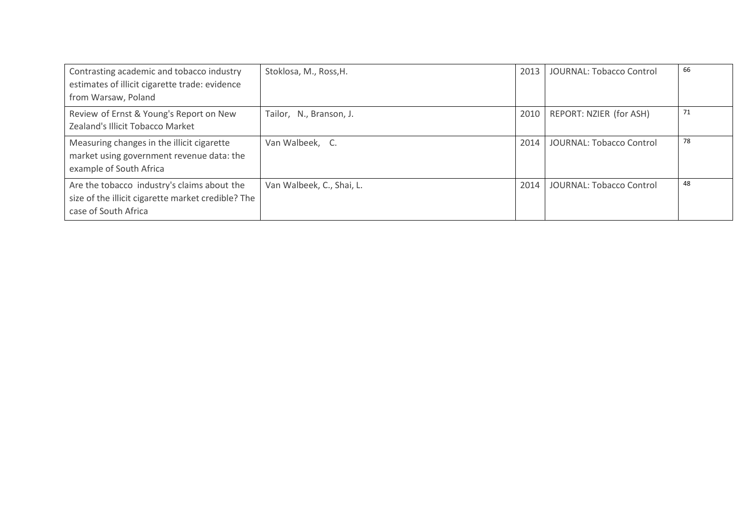| | | | | |
|---|---|---|---|---|
| Contrasting academic and tobacco industry estimates of illicit cigarette trade: evidence from Warsaw, Poland | Stoklosa, M., Ross,H. | 2013 | JOURNAL: Tobacco Control | 66 |
| Review of Ernst & Young's Report on New Zealand's Illicit Tobacco Market | Tailor, N., Branson, J. | 2010 | REPORT: NZIER (for ASH) | 71 |
| Measuring changes in the illicit cigarette market using government revenue data: the example of South Africa | Van Walbeek, C. | 2014 | JOURNAL: Tobacco Control | 78 |
| Are the tobacco industry's claims about the size of the illicit cigarette market credible? The case of South Africa | Van Walbeek, C., Shai, L. | 2014 | JOURNAL: Tobacco Control | 48 |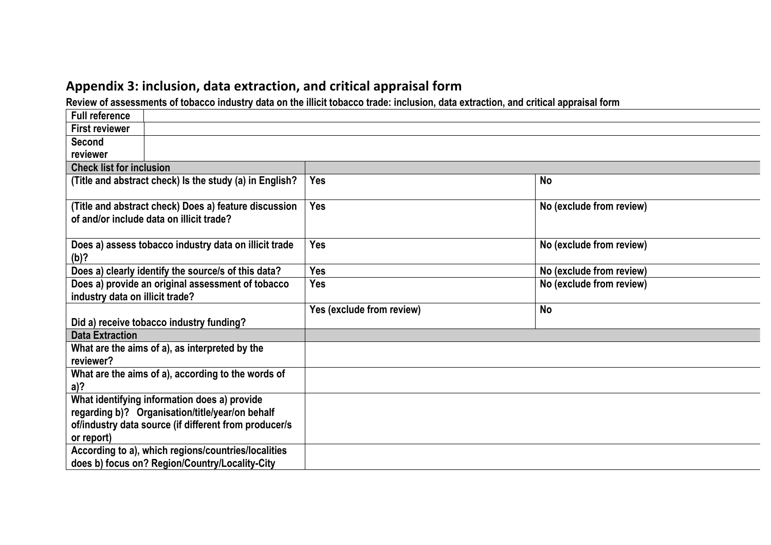## Appendix 3: inclusion, data extraction, and critical appraisal form

**Review of assessments of tobacco industry data on the illicit tobacco trade: inclusion, data extraction, and critical appraisal form**

| | | |
|---|---|---|
| **Full reference** | | |
| **First reviewer** | | |
| **Second reviewer** | | |
| **Check list for inclusion** | | |
| **(Title and abstract check) Is the study (a) in English?** | **Yes** | **No** |
| **(Title and abstract check) Does a) feature discussion of and/or include data on illicit trade?** | **Yes** | **No (exclude from review)** |
| **Does a) assess tobacco industry data on illicit trade (b)?** | **Yes** | **No (exclude from review)** |
| **Does a) clearly identify the source/s of this data?** | **Yes** | **No (exclude from review)** |
| **Does a) provide an original assessment of tobacco industry data on illicit trade?** | **Yes** | **No (exclude from review)** |
| **Did a) receive tobacco industry funding?** | **Yes (exclude from review)** | **No** |
| **Data Extraction** | | |
| **What are the aims of a), as interpreted by the reviewer?** | | |
| **What are the aims of a), according to the words of a)?** | | |
| **What identifying information does a) provide regarding b)? Organisation/title/year/on behalf of/industry data source (if different from producer/s or report)** | | |
| **According to a), which regions/countries/localities does b) focus on? Region/Country/Locality-City** | | |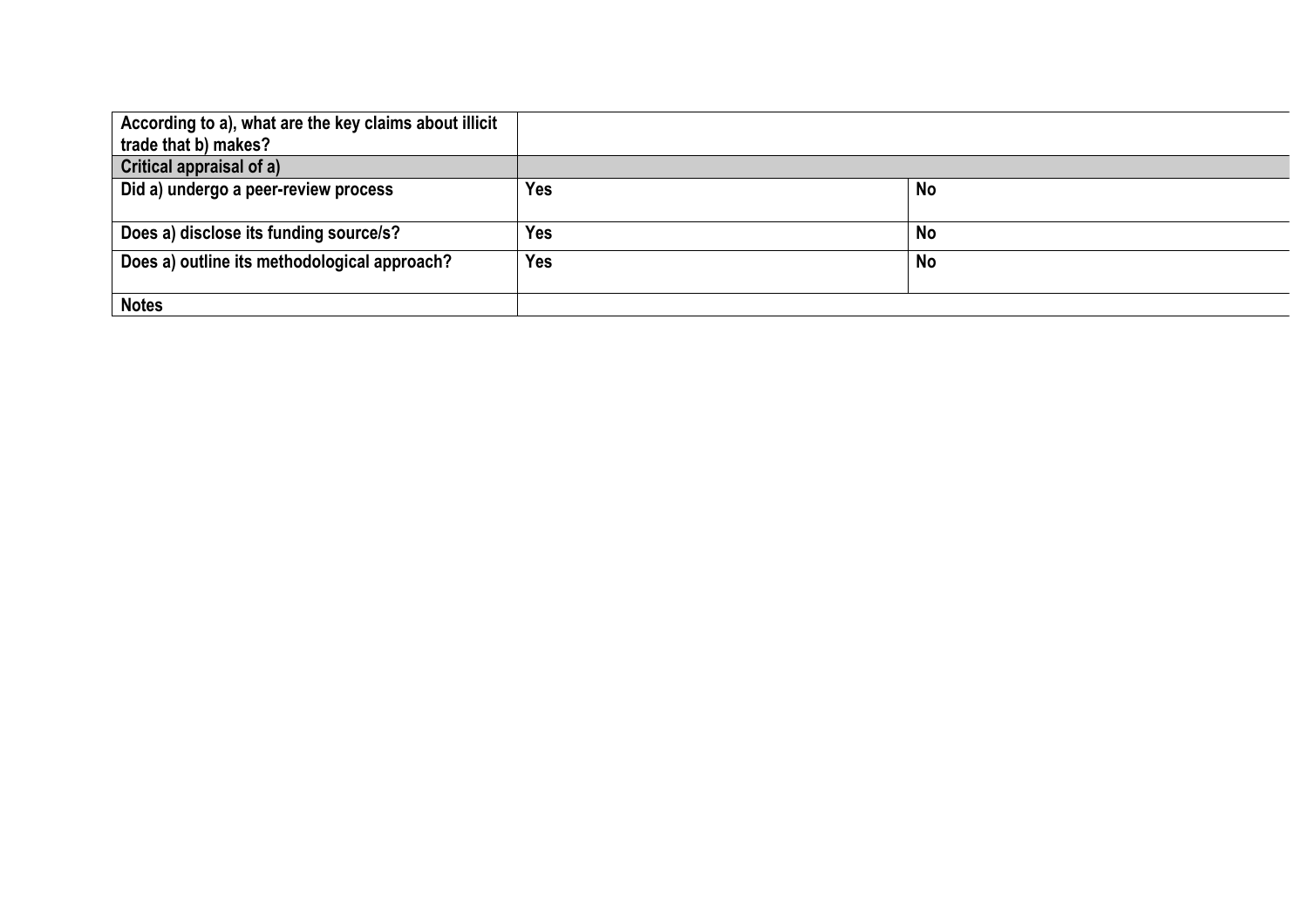| According to a), what are the key claims about illicit trade that b) makes? | | |
|---|---|---|
| **Critical appraisal of a)** | | |
| **Did a) undergo a peer-review process** | **Yes** | **No** |
| **Does a) disclose its funding source/s?** | **Yes** | **No** |
| **Does a) outline its methodological approach?** | **Yes** | **No** |
| **Notes** | | |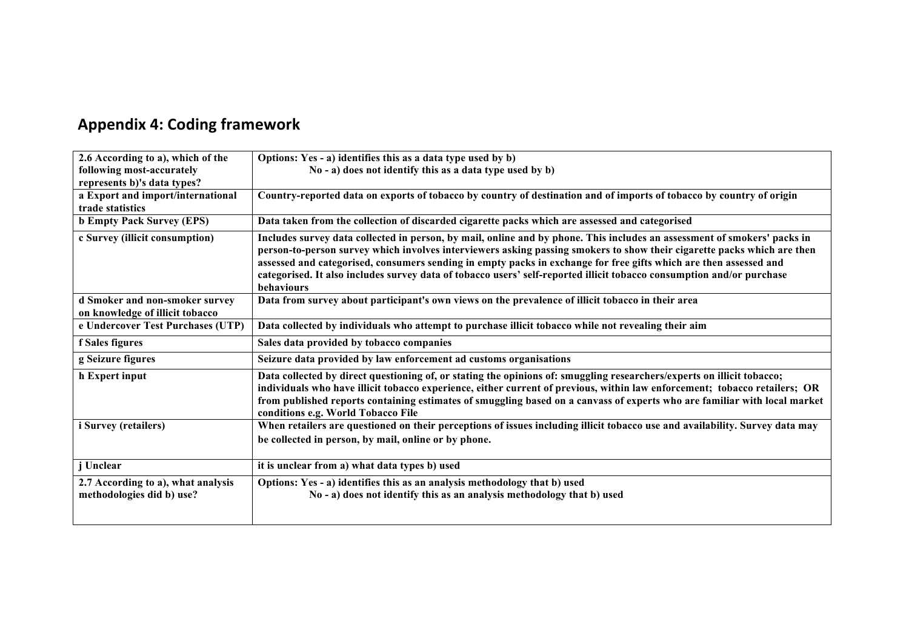## Appendix 4: Coding framework

| 2.6 According to a), which of the following most-accurately represents b)'s data types? | Options: Yes - a) identifies this as a data type used by b)<br>No - a) does not identify this as a data type used by b) |
|---|---|
| a Export and import/international trade statistics | Country-reported data on exports of tobacco by country of destination and of imports of tobacco by country of origin |
| b Empty Pack Survey (EPS) | Data taken from the collection of discarded cigarette packs which are assessed and categorised |
| c Survey (illicit consumption) | Includes survey data collected in person, by mail, online and by phone. This includes an assessment of smokers' packs in person-to-person survey which involves interviewers asking passing smokers to show their cigarette packs which are then assessed and categorised, consumers sending in empty packs in exchange for free gifts which are then assessed and categorised. It also includes survey data of tobacco users' self-reported illicit tobacco consumption and/or purchase behaviours |
| d Smoker and non-smoker survey on knowledge of illicit tobacco | Data from survey about participant's own views on the prevalence of illicit tobacco in their area |
| e Undercover Test Purchases (UTP) | Data collected by individuals who attempt to purchase illicit tobacco while not revealing their aim |
| f Sales figures | Sales data provided by tobacco companies |
| g Seizure figures | Seizure data provided by law enforcement ad customs organisations |
| h Expert input | Data collected by direct questioning of, or stating the opinions of: smuggling researchers/experts on illicit tobacco; individuals who have illicit tobacco experience, either current of previous, within law enforcement; tobacco retailers; OR from published reports containing estimates of smuggling based on a canvass of experts who are familiar with local market conditions e.g. World Tobacco File |
| i Survey (retailers) | When retailers are questioned on their perceptions of issues including illicit tobacco use and availability. Survey data may be collected in person, by mail, online or by phone. |
| j Unclear | it is unclear from a) what data types b) used |
| 2.7 According to a), what analysis methodologies did b) use? | Options: Yes - a) identifies this as an analysis methodology that b) used<br>No - a) does not identify this as an analysis methodology that b) used |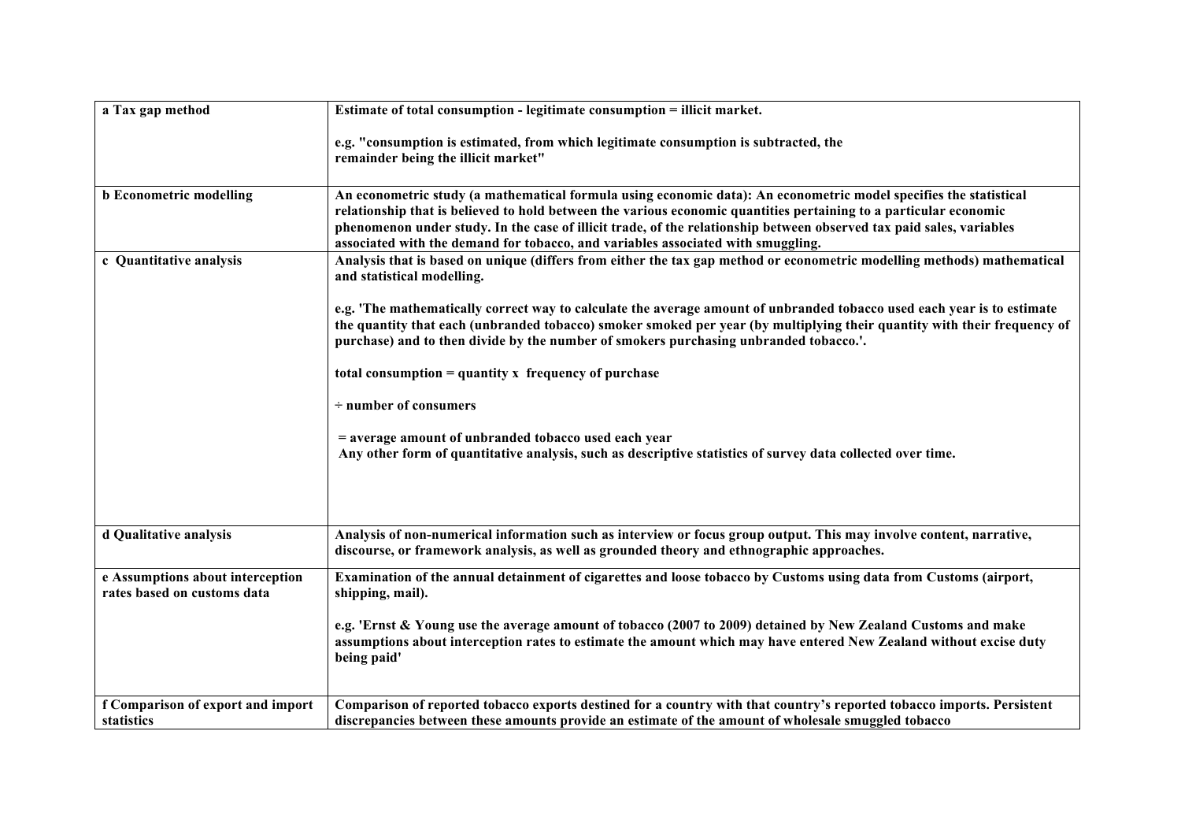| | |
|---|---|
| **a Tax gap method** | **Estimate of total consumption - legitimate consumption = illicit market.**<br><br>**e.g. "consumption is estimated, from which legitimate consumption is subtracted, the remainder being the illicit market"** |
| **b Econometric modelling** | **An econometric study (a mathematical formula using economic data): An econometric model specifies the statistical relationship that is believed to hold between the various economic quantities pertaining to a particular economic phenomenon under study. In the case of illicit trade, of the relationship between observed tax paid sales, variables associated with the demand for tobacco, and variables associated with smuggling.** |
| **c Quantitative analysis** | **Analysis that is based on unique (differs from either the tax gap method or econometric modelling methods) mathematical and statistical modelling.**<br><br>**e.g. 'The mathematically correct way to calculate the average amount of unbranded tobacco used each year is to estimate the quantity that each (unbranded tobacco) smoker smoked per year (by multiplying their quantity with their frequency of purchase) and to then divide by the number of smokers purchasing unbranded tobacco.'.**<br><br>**total consumption = quantity x frequency of purchase**<br><br>**÷ number of consumers**<br><br>**= average amount of unbranded tobacco used each year**<br>**Any other form of quantitative analysis, such as descriptive statistics of survey data collected over time.** |
| **d Qualitative analysis** | **Analysis of non-numerical information such as interview or focus group output. This may involve content, narrative, discourse, or framework analysis, as well as grounded theory and ethnographic approaches.** |
| **e Assumptions about interception rates based on customs data** | **Examination of the annual detainment of cigarettes and loose tobacco by Customs using data from Customs (airport, shipping, mail).**<br><br>**e.g. 'Ernst & Young use the average amount of tobacco (2007 to 2009) detained by New Zealand Customs and make assumptions about interception rates to estimate the amount which may have entered New Zealand without excise duty being paid'** |
| **f Comparison of export and import statistics** | **Comparison of reported tobacco exports destined for a country with that country's reported tobacco imports. Persistent discrepancies between these amounts provide an estimate of the amount of wholesale smuggled tobacco** |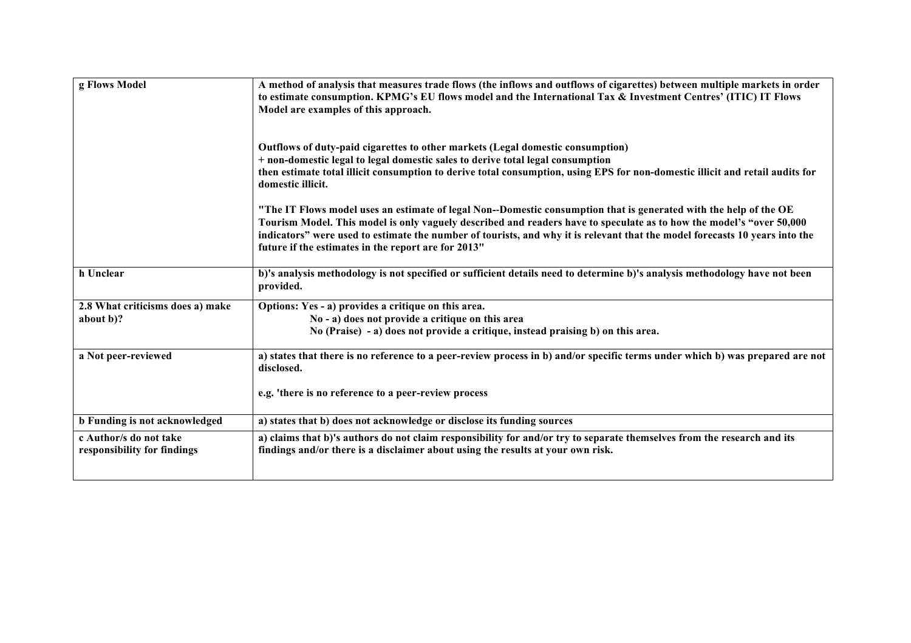| g Flows Model | A method of analysis that measures trade flows (the inflows and outflows of cigarettes) between multiple markets in order to estimate consumption. KPMG's EU flows model and the International Tax & Investment Centres' (ITIC) IT Flows Model are examples of this approach.<br><br>Outflows of duty-paid cigarettes to other markets (Legal domestic consumption)<br>+ non-domestic legal to legal domestic sales to derive total legal consumption<br>then estimate total illicit consumption to derive total consumption, using EPS for non-domestic illicit and retail audits for domestic illicit.<br><br>"The IT Flows model uses an estimate of legal Non--Domestic consumption that is generated with the help of the OE Tourism Model. This model is only vaguely described and readers have to speculate as to how the model's "over 50,000 indicators" were used to estimate the number of tourists, and why it is relevant that the model forecasts 10 years into the future if the estimates in the report are for 2013" |
|---|---|
| h Unclear | b)'s analysis methodology is not specified or sufficient details need to determine b)'s analysis methodology have not been provided. |
| 2.8 What criticisms does a) make about b)? | Options: Yes - a) provides a critique on this area.<br>No - a) does not provide a critique on this area<br>No (Praise) - a) does not provide a critique, instead praising b) on this area. |
| a Not peer-reviewed | a) states that there is no reference to a peer-review process in b) and/or specific terms under which b) was prepared are not disclosed.<br><br>e.g. 'there is no reference to a peer-review process |
| b Funding is not acknowledged | a) states that b) does not acknowledge or disclose its funding sources |
| c Author/s do not take responsibility for findings | a) claims that b)'s authors do not claim responsibility for and/or try to separate themselves from the research and its findings and/or there is a disclaimer about using the results at your own risk. |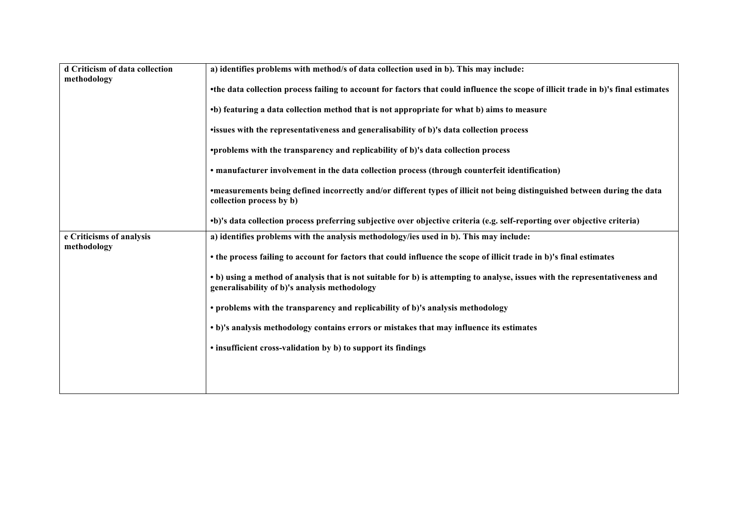| | |
|---|---|
| **d Criticism of data collection methodology** | **a) identifies problems with method/s of data collection used in b). This may include:**<br><br>**•the data collection process failing to account for factors that could influence the scope of illicit trade in b)'s final estimates**<br><br>**•b) featuring a data collection method that is not appropriate for what b) aims to measure**<br><br>**•issues with the representativeness and generalisability of b)'s data collection process**<br><br>**•problems with the transparency and replicability of b)'s data collection process**<br><br>**• manufacturer involvement in the data collection process (through counterfeit identification)**<br><br>**•measurements being defined incorrectly and/or different types of illicit not being distinguished between during the data collection process by b)**<br><br>**•b)'s data collection process preferring subjective over objective criteria (e.g. self-reporting over objective criteria)** |
| **e Criticisms of analysis methodology** | **a) identifies problems with the analysis methodology/ies used in b). This may include:**<br><br>**• the process failing to account for factors that could influence the scope of illicit trade in b)'s final estimates**<br><br>**• b) using a method of analysis that is not suitable for b) is attempting to analyse, issues with the representativeness and generalisability of b)'s analysis methodology**<br><br>**• problems with the transparency and replicability of b)'s analysis methodology**<br><br>**• b)'s analysis methodology contains errors or mistakes that may influence its estimates**<br><br>**• insufficient cross-validation by b) to support its findings** |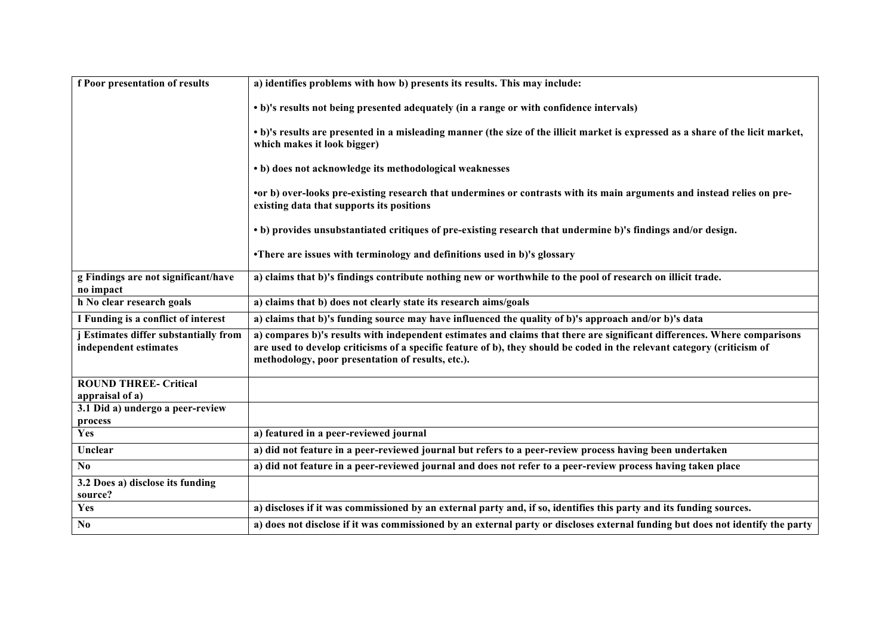| | |
|---|---|
| **f Poor presentation of results** | **a) identifies problems with how b) presents its results. This may include:**<br><br>**• b)'s results not being presented adequately (in a range or with confidence intervals)**<br><br>**• b)'s results are presented in a misleading manner (the size of the illicit market is expressed as a share of the licit market, which makes it look bigger)**<br><br>**• b) does not acknowledge its methodological weaknesses**<br><br>**•or b) over-looks pre-existing research that undermines or contrasts with its main arguments and instead relies on pre-existing data that supports its positions**<br><br>**• b) provides unsubstantiated critiques of pre-existing research that undermine b)'s findings and/or design.**<br><br>**•There are issues with terminology and definitions used in b)'s glossary** |
| **g Findings are not significant/have no impact** | **a) claims that b)'s findings contribute nothing new or worthwhile to the pool of research on illicit trade.** |
| **h No clear research goals** | **a) claims that b) does not clearly state its research aims/goals** |
| **I Funding is a conflict of interest** | **a) claims that b)'s funding source may have influenced the quality of b)'s approach and/or b)'s data** |
| **j Estimates differ substantially from independent estimates** | **a) compares b)'s results with independent estimates and claims that there are significant differences. Where comparisons are used to develop criticisms of a specific feature of b), they should be coded in the relevant category (criticism of methodology, poor presentation of results, etc.).** |
| **ROUND THREE- Critical appraisal of a)** | |
| **3.1 Did a) undergo a peer-review process** | |
| **Yes** | **a) featured in a peer-reviewed journal** |
| **Unclear** | **a) did not feature in a peer-reviewed journal but refers to a peer-review process having been undertaken** |
| **No** | **a) did not feature in a peer-reviewed journal and does not refer to a peer-review process having taken place** |
| **3.2 Does a) disclose its funding source?** | |
| **Yes** | **a) discloses if it was commissioned by an external party and, if so, identifies this party and its funding sources.** |
| **No** | **a) does not disclose if it was commissioned by an external party or discloses external funding but does not identify the party** |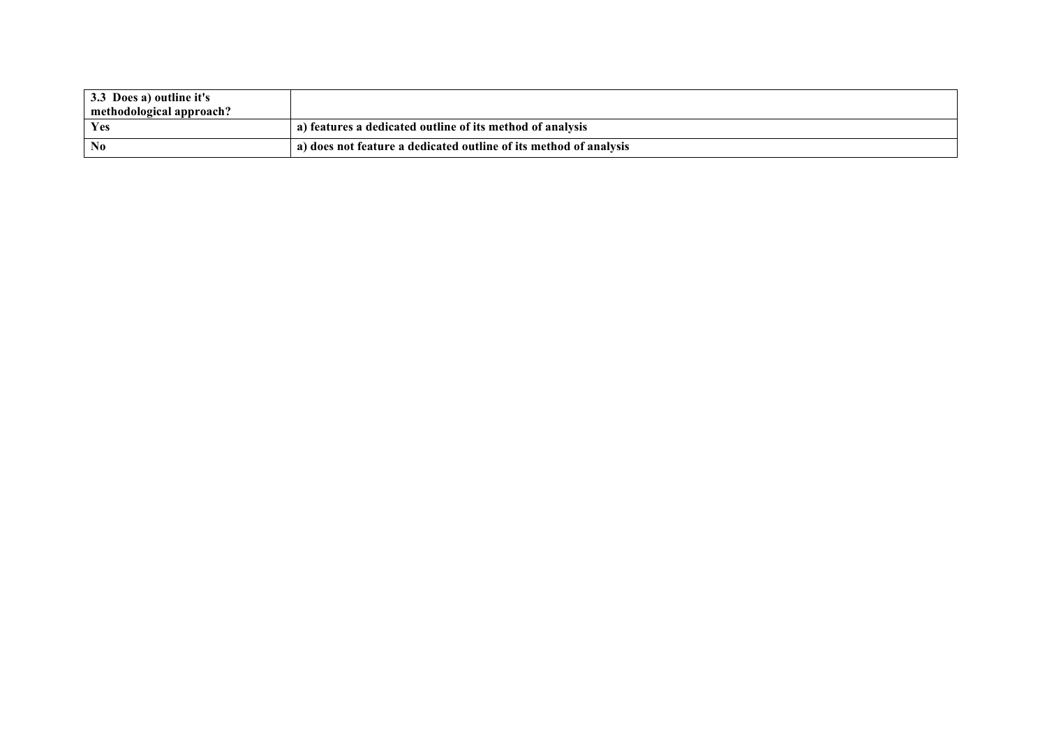| **3.3 Does a) outline it's methodological approach?** | |
|---|---|
| **Yes** | **a) features a dedicated outline of its method of analysis** |
| **No** | **a) does not feature a dedicated outline of its method of analysis** |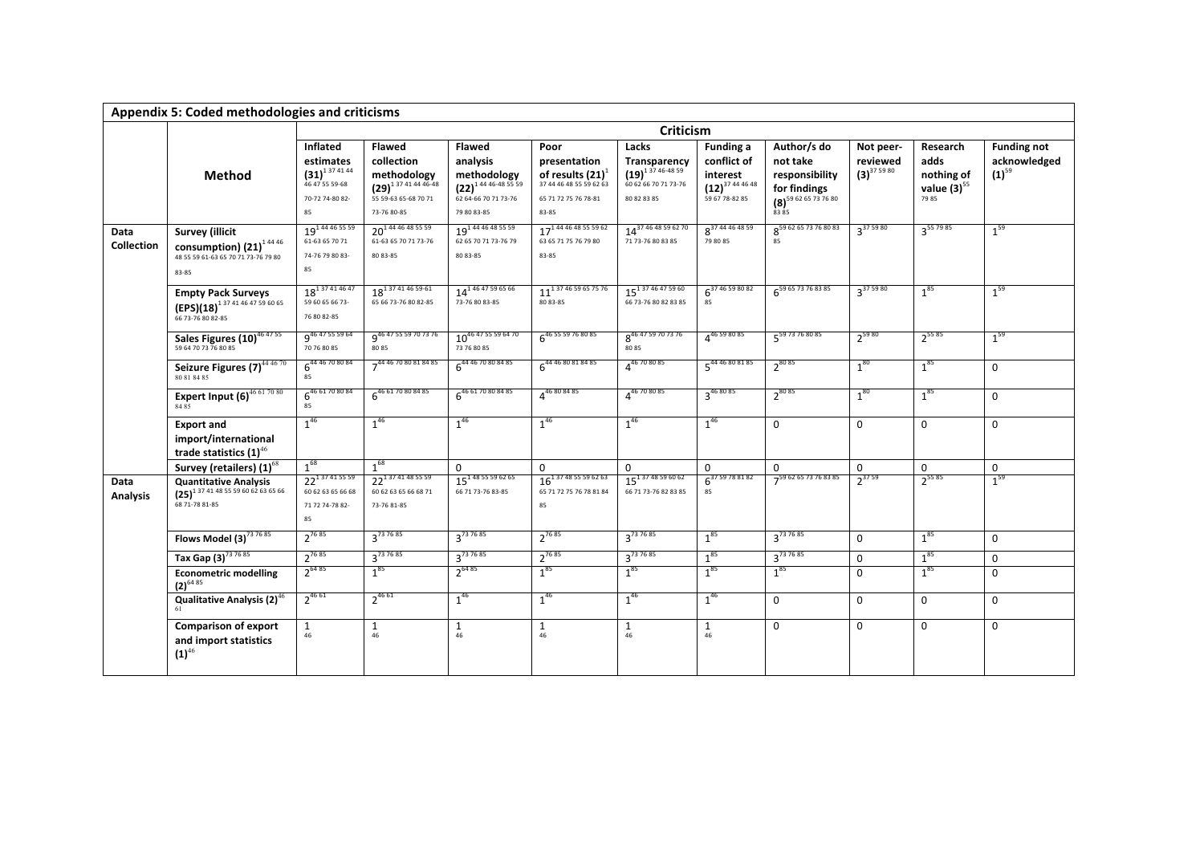## Appendix 5: Coded methodologies and criticisms

| | Method | Criticism | | | | | | | | | |
|---|---|---|---|---|---|---|---|---|---|---|---|
| | | Inflated estimates (31)[1 37 41 44 46 47 55 59-68 70-72 74-80 82-85] | Flawed collection methodology (29)[1 37 41 44 46-48 55 59-63 65-68 70 71 73-76 80-85] | Flawed analysis methodology (22)[1 44 46-48 55 59 62 64-66 70 71 73-76 79 80 83-85] | Poor presentation of results (21)[1 37 44 46 48 55 59 62 63 65 71 72 75 76 78-81 83-85] | Lacks Transparency (19)[1 37 46-48 59 60 62 66 70 71 73-76 80 82 83 85] | Funding a conflict of interest (12)[37 44 46 48 59 67 78-82 85] | Author/s do not take responsibility for findings (8)[59 62 65 73 76 80 83 85] | Not peer-reviewed (3)[37 59 80] | Research adds nothing of value (3)[55 79 85] | Funding not acknowledged (1)[59] |
| Data Collection | Survey (illicit consumption) (21)[1 44 46 48 55 59 61-63 65 70 71 73-76 79 80 83-85] | 19[1 44 46 55 59 61-63 65 70 71 74-76 79 80 83-85] | 20[1 44 46 48 55 59 61-63 65 70 71 73-76 80 83-85] | 19[1 44 46 48 55 59 62 65 70 71 73-76 79 80 83-85] | 17[1 44 46 48 55 59 62 63 65 71 75 76 79 80 83-85] | 14[37 46 48 59 62 70 71 73-76 80 83 85] | 8[37 44 46 48 59 79 80 85] | 8[59 62 65 73 76 80 83 85] | 3[37 59 80] | 3[55 79 85] | 1[59] |
| | Empty Pack Surveys (EPS)(18)[1 37 41 46 47 59 60 65 66 73-76 80 82-85] | 18[1 37 41 46 47 59 60 65 66 73-76 80 82-85] | 18[1 37 41 46 59-61 65 66 73-76 80 82-85] | 14[1 46 47 59 65 66 73-76 80 83-85] | 11[1 37 46 59 65 75 76 80 83-85] | 15[1 37 46 47 59 60 66 73-76 80 82 83 85] | 6[37 46 59 80 82 85] | 6[59 65 73 76 83 85] | 3[37 59 80] | 1[85] | 1[59] |
| | Sales Figures (10)[46 47 55 59 64 70 73 76 80 85] | 9[46 47 55 59 64 70 76 80 85] | 9[46 47 55 59 70 73 76 80 85] | 10[46 47 55 59 64 70 73 76 80 85] | 6[46 55 59 76 80 85] | 8[46 47 59 70 73 76 80 85] | 4[46 59 80 85] | 5[59 73 76 80 85] | 2[59 80] | 2[55 85] | 1[59] |
| | Seizure Figures (7)[44 46 70 80 81 84 85] | 6[44 46 70 80 84 85] | 7[44 46 70 80 81 84 85] | 6[44 46 70 80 84 85] | 6[44 46 80 81 84 85] | 4[46 70 80 85] | 5[44 46 80 81 85] | 2[80 85] | 1[80] | 1[85] | 0 |
| | Expert Input (6)[46 61 70 80 84 85] | 6[46 61 70 80 84 85] | 6[46 61 70 80 84 85] | 6[46 61 70 80 84 85] | 4[46 80 84 85] | 4[46 70 80 85] | 3[46 80 85] | 2[80 85] | 1[80] | 1[85] | 0 |
| | Export and import/international trade statistics (1)[46] | 1[46] | 1[46] | 1[46] | 1[46] | 1[46] | 1[46] | 0 | 0 | 0 | 0 |
| | Survey (retailers) (1)[68] | 1[68] | 1[68] | 0 | 0 | 0 | 0 | 0 | 0 | 0 | 0 |
| Data Analysis | Quantitative Analysis (25)[1 37 41 48 55 59 60 62 63 65 66 68 71-78 81-85] | 22[1 37 41 55 59 60 62 63 65 66 68 71 72 74-78 82-85] | 22[1 37 41 48 55 59 60 62 63 65 66 68 71 73-76 81-85] | 15[1 48 55 59 62 65 66 71 73-76 83-85] | 16[1 37 48 55 59 62 63 65 71 72 75 76 78 81 84 85] | 15[1 37 48 59 60 62 66 71 73-76 82 83 85] | 6[37 59 78 81 82 85] | 7[59 62 65 73 76 83 85] | 2[37 59] | 2[55 85] | 1[59] |
| | Flows Model (3)[73 76 85] | 2[76 85] | 3[73 76 85] | 3[73 76 85] | 2[76 85] | 3[73 76 85] | 1[85] | 3[73 76 85] | 0 | 1[85] | 0 |
| | Tax Gap (3)[73 76 85] | 2[76 85] | 3[73 76 85] | 3[73 76 85] | 2[76 85] | 3[73 76 85] | 1[85] | 3[73 76 85] | 0 | 1[85] | 0 |
| | Econometric modelling (2)[64 85] | 2[64 85] | 1[85] | 2[64 85] | 1[85] | 1[85] | 1[85] | 1[85] | 0 | 1[85] | 0 |
| | Qualitative Analysis (2)[46 61] | 2[46 61] | 2[46 61] | 1[46] | 1[46] | 1[46] | 1[46] | 0 | 0 | 0 | 0 |
| | Comparison of export and import statistics (1)[46] | 1[46] | 1[46] | 1[46] | 1[46] | 1[46] | 1[46] | 0 | 0 | 0 | 0 |